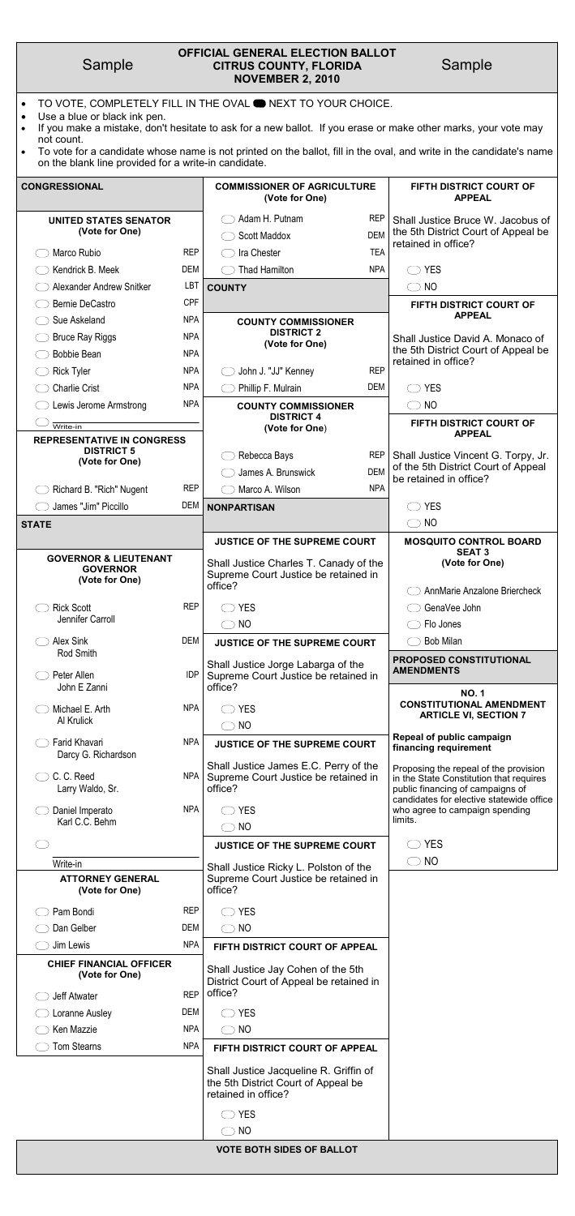Sample

# OFFICIAL GENERAL ELECTION BALLOT
# CITRUS COUNTY, FLORIDA
# NOVEMBER 2, 2010

Sample

- TO VOTE, COMPLETELY FILL IN THE OVAL ⬬ NEXT TO YOUR CHOICE.
- Use a blue or black ink pen.
- If you make a mistake, don't hesitate to ask for a new ballot. If you erase or make other marks, your vote may not count.
- To vote for a candidate whose name is not printed on the ballot, fill in the oval, and write in the candidate's name on the blank line provided for a write-in candidate.

## CONGRESSIONAL

### UNITED STATES SENATOR
(Vote for One)

| Candidate | Party |
|---|---|
| ◯ Marco Rubio | REP |
| ◯ Kendrick B. Meek | DEM |
| ◯ Alexander Andrew Snitker | LBT |
| ◯ Bernie DeCastro | CPF |
| ◯ Sue Askeland | NPA |
| ◯ Bruce Ray Riggs | NPA |
| ◯ Bobbie Bean | NPA |
| ◯ Rick Tyler | NPA |
| ◯ Charlie Crist | NPA |
| ◯ Lewis Jerome Armstrong | NPA |
| ◯ Write-in | |

### REPRESENTATIVE IN CONGRESS DISTRICT 5
(Vote for One)

| Candidate | Party |
|---|---|
| ◯ Richard B. "Rich" Nugent | REP |
| ◯ James "Jim" Piccillo | DEM |

## STATE

### GOVERNOR & LIEUTENANT GOVERNOR
(Vote for One)

| Candidate | Party |
|---|---|
| ◯ Rick Scott / Jennifer Carroll | REP |
| ◯ Alex Sink / Rod Smith | DEM |
| ◯ Peter Allen / John E Zanni | IDP |
| ◯ Michael E. Arth / Al Krulick | NPA |
| ◯ Farid Khavari / Darcy G. Richardson | NPA |
| ◯ C. C. Reed / Larry Waldo, Sr. | NPA |
| ◯ Daniel Imperato / Karl C.C. Behm | NPA |
| ◯ Write-in | |

### ATTORNEY GENERAL
(Vote for One)

| Candidate | Party |
|---|---|
| ◯ Pam Bondi | REP |
| ◯ Dan Gelber | DEM |
| ◯ Jim Lewis | NPA |

### CHIEF FINANCIAL OFFICER
(Vote for One)

| Candidate | Party |
|---|---|
| ◯ Jeff Atwater | REP |
| ◯ Loranne Ausley | DEM |
| ◯ Ken Mazzie | NPA |
| ◯ Tom Stearns | NPA |

### COMMISSIONER OF AGRICULTURE
(Vote for One)

| Candidate | Party |
|---|---|
| ◯ Adam H. Putnam | REP |
| ◯ Scott Maddox | DEM |
| ◯ Ira Chester | TEA |
| ◯ Thad Hamilton | NPA |

## COUNTY

### COUNTY COMMISSIONER DISTRICT 2
(Vote for One)

| Candidate | Party |
|---|---|
| ◯ John J. "JJ" Kenney | REP |
| ◯ Phillip F. Mulrain | DEM |

### COUNTY COMMISSIONER DISTRICT 4
(Vote for One)

| Candidate | Party |
|---|---|
| ◯ Rebecca Bays | REP |
| ◯ James A. Brunswick | DEM |
| ◯ Marco A. Wilson | NPA |

## NONPARTISAN

### JUSTICE OF THE SUPREME COURT

Shall Justice Charles T. Canady of the Supreme Court Justice be retained in office?

◯ YES
◯ NO

### JUSTICE OF THE SUPREME COURT

Shall Justice Jorge Labarga of the Supreme Court Justice be retained in office?

◯ YES
◯ NO

### JUSTICE OF THE SUPREME COURT

Shall Justice James E.C. Perry of the Supreme Court Justice be retained in office?

◯ YES
◯ NO

### JUSTICE OF THE SUPREME COURT

Shall Justice Ricky L. Polston of the Supreme Court Justice be retained in office?

◯ YES
◯ NO

### FIFTH DISTRICT COURT OF APPEAL

Shall Justice Jay Cohen of the 5th District Court of Appeal be retained in office?

◯ YES
◯ NO

### FIFTH DISTRICT COURT OF APPEAL

Shall Justice Jacqueline R. Griffin of the 5th District Court of Appeal be retained in office?

◯ YES
◯ NO

### FIFTH DISTRICT COURT OF APPEAL

Shall Justice Bruce W. Jacobus of the 5th District Court of Appeal be retained in office?

◯ YES
◯ NO

### FIFTH DISTRICT COURT OF APPEAL

Shall Justice David A. Monaco of the 5th District Court of Appeal be retained in office?

◯ YES
◯ NO

### FIFTH DISTRICT COURT OF APPEAL

Shall Justice Vincent G. Torpy, Jr. of the 5th District Court of Appeal be retained in office?

◯ YES
◯ NO

### MOSQUITO CONTROL BOARD SEAT 3
(Vote for One)

◯ AnnMarie Anzalone Briercheck
◯ GenaVee John
◯ Flo Jones
◯ Bob Milan

## PROPOSED CONSTITUTIONAL AMENDMENTS

### NO. 1 CONSTITUTIONAL AMENDMENT ARTICLE VI, SECTION 7

**Repeal of public campaign financing requirement**

Proposing the repeal of the provision in the State Constitution that requires public financing of campaigns of candidates for elective statewide office who agree to campaign spending limits.

◯ YES
◯ NO

**VOTE BOTH SIDES OF BALLOT**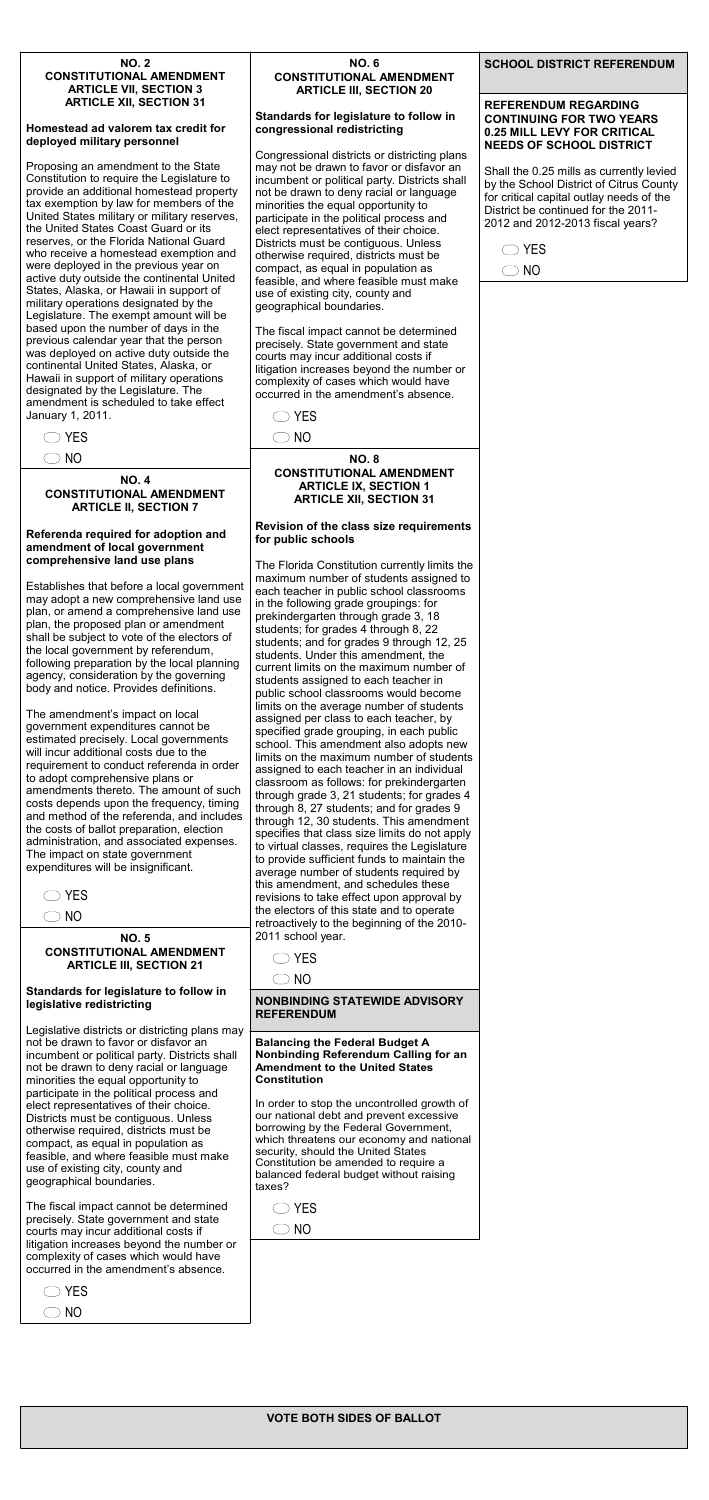## NO. 2
## CONSTITUTIONAL AMENDMENT
## ARTICLE VII, SECTION 3
## ARTICLE XII, SECTION 31

### Homestead ad valorem tax credit for deployed military personnel

Proposing an amendment to the State Constitution to require the Legislature to provide an additional homestead property tax exemption by law for members of the United States military or military reserves, the United States Coast Guard or its reserves, or the Florida National Guard who receive a homestead exemption and were deployed in the previous year on active duty outside the continental United States, Alaska, or Hawaii in support of military operations designated by the Legislature. The exempt amount will be based upon the number of days in the previous calendar year that the person was deployed on active duty outside the continental United States, Alaska, or Hawaii in support of military operations designated by the Legislature. The amendment is scheduled to take effect January 1, 2011.

- YES
- NO

## NO. 4
## CONSTITUTIONAL AMENDMENT
## ARTICLE II, SECTION 7

### Referenda required for adoption and amendment of local government comprehensive land use plans

Establishes that before a local government may adopt a new comprehensive land use plan, or amend a comprehensive land use plan, the proposed plan or amendment shall be subject to vote of the electors of the local government by referendum, following preparation by the local planning agency, consideration by the governing body and notice. Provides definitions.

The amendment's impact on local government expenditures cannot be estimated precisely. Local governments will incur additional costs due to the requirement to conduct referenda in order to adopt comprehensive plans or amendments thereto. The amount of such costs depends upon the frequency, timing and method of the referenda, and includes the costs of ballot preparation, election administration, and associated expenses. The impact on state government expenditures will be insignificant.

- YES
- NO

## NO. 5
## CONSTITUTIONAL AMENDMENT
## ARTICLE III, SECTION 21

### Standards for legislature to follow in legislative redistricting

Legislative districts or districting plans may not be drawn to favor or disfavor an incumbent or political party. Districts shall not be drawn to deny racial or language minorities the equal opportunity to participate in the political process and elect representatives of their choice. Districts must be contiguous. Unless otherwise required, districts must be compact, as equal in population as feasible, and where feasible must make use of existing city, county and geographical boundaries.

The fiscal impact cannot be determined precisely. State government and state courts may incur additional costs if litigation increases beyond the number or complexity of cases which would have occurred in the amendment's absence.

- YES
- NO

## NO. 6
## CONSTITUTIONAL AMENDMENT
## ARTICLE III, SECTION 20

### Standards for legislature to follow in congressional redistricting

Congressional districts or districting plans may not be drawn to favor or disfavor an incumbent or political party. Districts shall not be drawn to deny racial or language minorities the equal opportunity to participate in the political process and elect representatives of their choice. Districts must be contiguous. Unless otherwise required, districts must be compact, as equal in population as feasible, and where feasible must make use of existing city, county and geographical boundaries.

The fiscal impact cannot be determined precisely. State government and state courts may incur additional costs if litigation increases beyond the number or complexity of cases which would have occurred in the amendment's absence.

- YES
- NO

## NO. 8
## CONSTITUTIONAL AMENDMENT
## ARTICLE IX, SECTION 1
## ARTICLE XII, SECTION 31

### Revision of the class size requirements for public schools

The Florida Constitution currently limits the maximum number of students assigned to each teacher in public school classrooms in the following grade groupings: for prekindergarten through grade 3, 18 students; for grades 4 through 8, 22 students; and for grades 9 through 12, 25 students. Under this amendment, the current limits on the maximum number of students assigned to each teacher in public school classrooms would become limits on the average number of students assigned per class to each teacher, by specified grade grouping, in each public school. This amendment also adopts new limits on the maximum number of students assigned to each teacher in an individual classroom as follows: for prekindergarten through grade 3, 21 students; for grades 4 through 8, 27 students; and for grades 9 through 12, 30 students. This amendment specifies that class size limits do not apply to virtual classes, requires the Legislature to provide sufficient funds to maintain the average number of students required by this amendment, and schedules these revisions to take effect upon approval by the electors of this state and to operate retroactively to the beginning of the 2010-2011 school year.

- YES
- NO

## NONBINDING STATEWIDE ADVISORY REFERENDUM

### Balancing the Federal Budget A Nonbinding Referendum Calling for an Amendment to the United States Constitution

In order to stop the uncontrolled growth of our national debt and prevent excessive borrowing by the Federal Government, which threatens our economy and national security, should the United States Constitution be amended to require a balanced federal budget without raising taxes?

- YES
- NO

## SCHOOL DISTRICT REFERENDUM

### REFERENDUM REGARDING CONTINUING FOR TWO YEARS 0.25 MILL LEVY FOR CRITICAL NEEDS OF SCHOOL DISTRICT

Shall the 0.25 mills as currently levied by the School District of Citrus County for critical capital outlay needs of the District be continued for the 2011-2012 and 2012-2013 fiscal years?

- YES
- NO

**VOTE BOTH SIDES OF BALLOT**